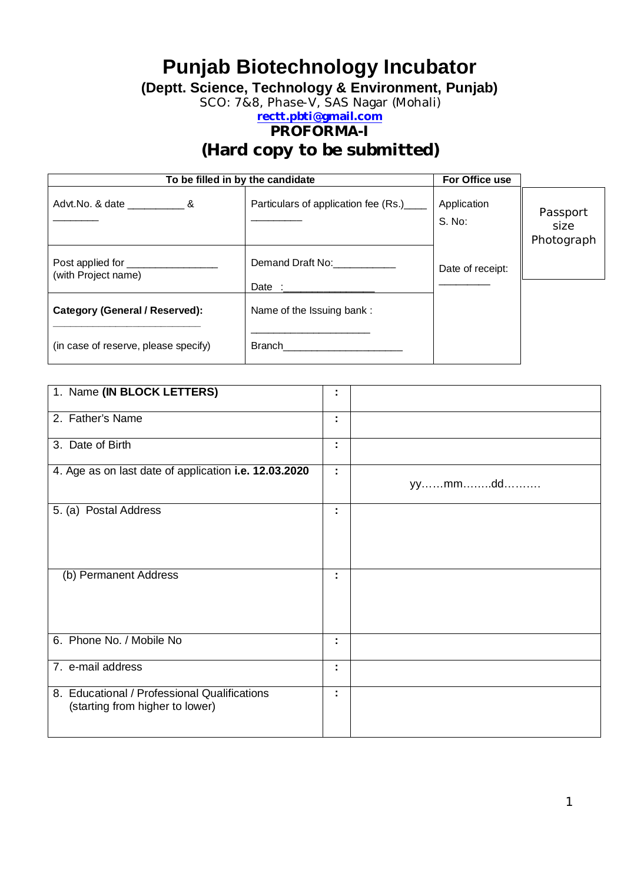# Punjab Biotechnology Incubator

**(Deptt. Science, Technology & Environment, Punjab)**

SCO: 7&8, Phase-V, SAS Nagar (Mohali)

rectt.pbti@gmail.com

**PROFORMA-I**

## (Hard copy to be submitted)

| To be filled in by the candidate | | For Office use | |
|---|---|---|---|
| Advt.No. & date __________ & ________ | Particulars of application fee (Rs.)____ _________ | Application S. No: | Passport size Photograph |
| Post applied for ________________ (with Project name) | Demand Draft No:___________ Date :________________ | Date of receipt: _________ | |
| **Category (General / Reserved):** ___________________________ (in case of reserve, please specify) | Name of the Issuing bank : _____________________ Branch_____________________ | | |

| | | |
|---|---|---|
| 1. Name **(IN BLOCK LETTERS)** | : | |
| 2. Father's Name | : | |
| 3. Date of Birth | : | |
| 4. Age as on last date of application **i.e. 12.03.2020** | : | yy……mm……..dd………. |
| 5. (a) Postal Address | : | |
| (b) Permanent Address | : | |
| 6. Phone No. / Mobile No | : | |
| 7. e-mail address | : | |
| 8. Educational / Professional Qualifications (starting from higher to lower) | : | |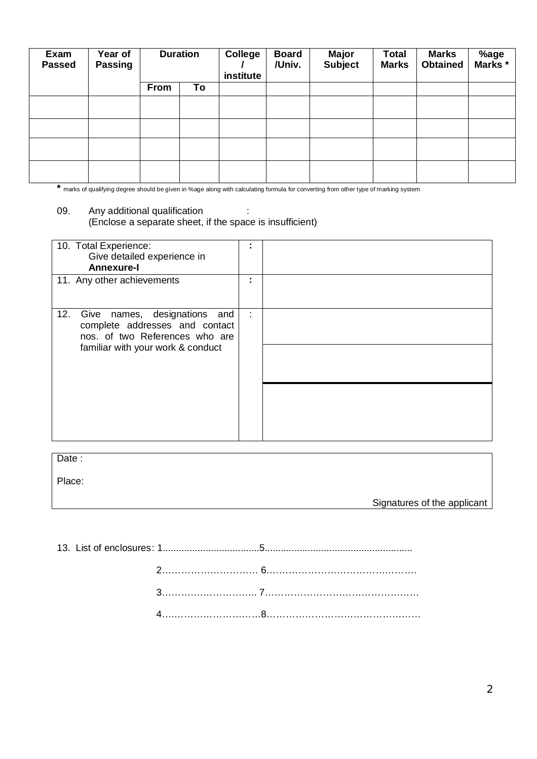| Exam Passed | Year of Passing | Duration | | College / institute | Board /Univ. | Major Subject | Total Marks | Marks Obtained | %age Marks * |
|---|---|---|---|---|---|---|---|---|---|
| | | From | To | | | | | | |
| | | | | | | | | | |
| | | | | | | | | | |
| | | | | | | | | | |
| | | | | | | | | | |

* marks of qualifying degree should be given in %age along with calculating formula for converting from other type of marking system

09. Any additional qualification :
(Enclose a separate sheet, if the space is insufficient)

| | | |
|---|---|---|
| 10. Total Experience: Give detailed experience in **Annexure-I** | **:** | |
| 11. Any other achievements | **:** | |
| 12. Give names, designations and complete addresses and contact nos. of two References who are familiar with your work & conduct | : | |
| | | |
| | | |

Date :

Place:

Signatures of the applicant

13. List of enclosures: 1....................................5......................................................

2…………………………. 6…………………………………………

3………………………... 7…………………………………………

4…………………………..8…………………………………………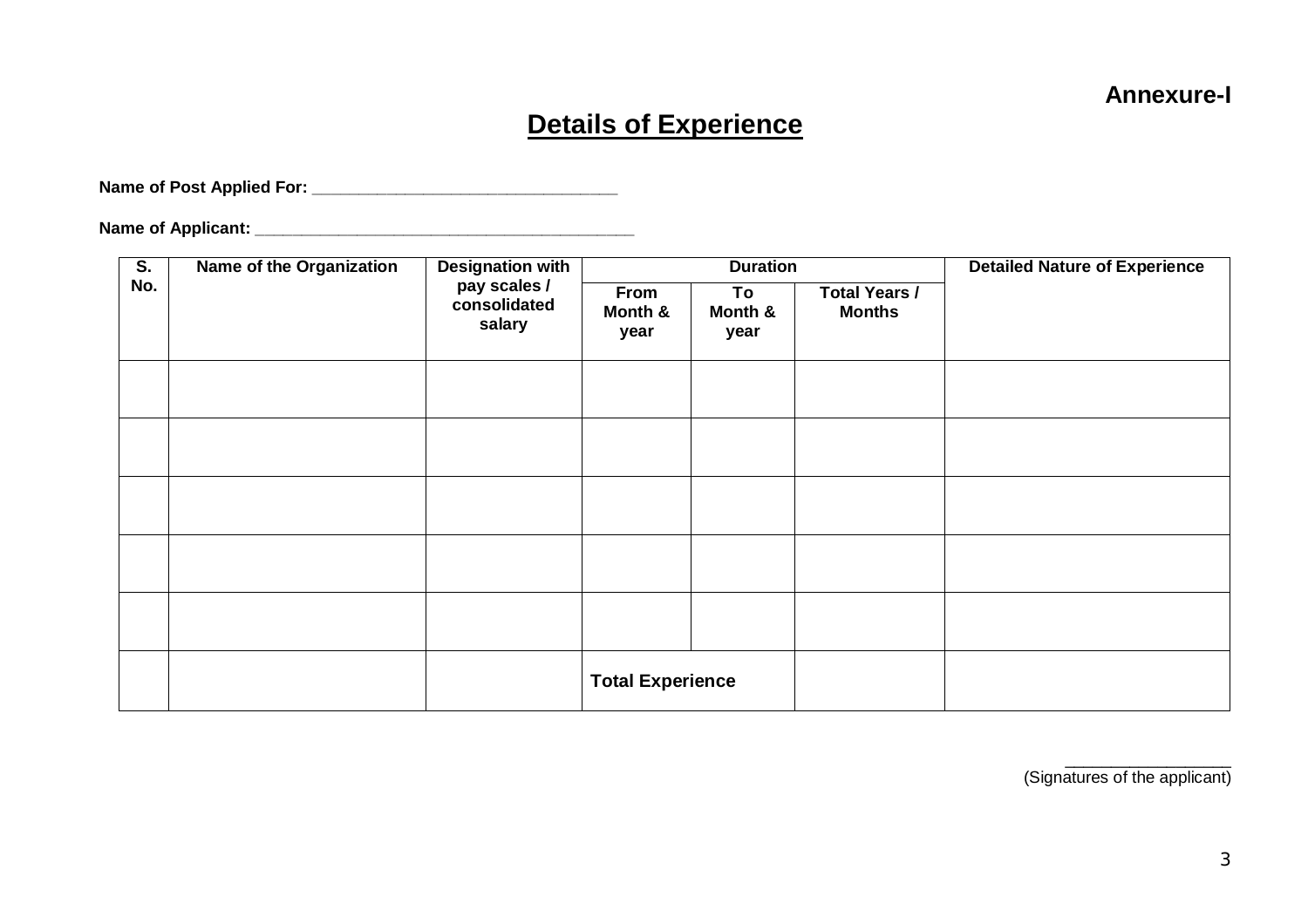**Annexure-I**

# Details of Experience

**Name of Post Applied For:** ________________________________

**Name of Applicant:** ________________________________________

| S. No. | Name of the Organization | Designation with pay scales / consolidated salary | Duration | | | Detailed Nature of Experience |
|---|---|---|---|---|---|---|
| | | | From Month & year | To Month & year | Total Years / Months | |
| | | | | | | |
| | | | | | | |
| | | | | | | |
| | | | | | | |
| | | | | | | |
| | | | **Total Experience** | | | |

_________________
(Signatures of the applicant)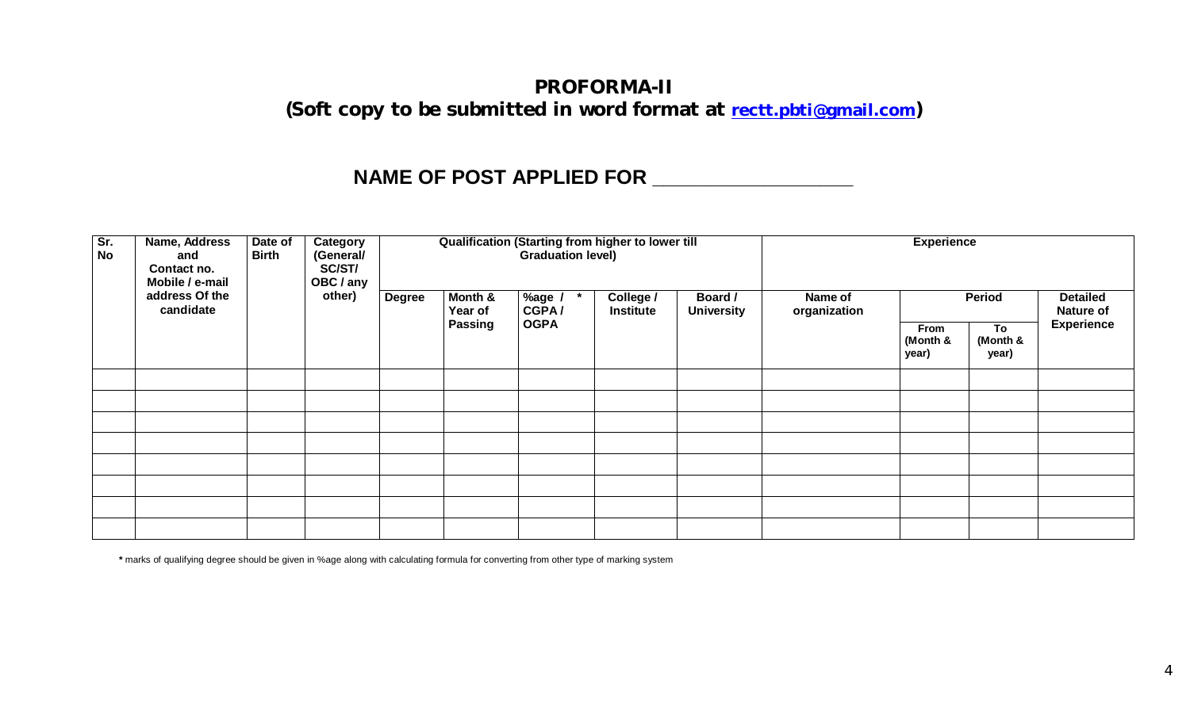# PROFORMA-II

**(Soft copy to be submitted in word format at rectt.pbti@gmail.com)**

## NAME OF POST APPLIED FOR ___________________

| Sr. No | Name, Address and Contact no. Mobile / e-mail address Of the candidate | Date of Birth | Category (General/ SC/ST/ OBC / any other) | Qualification (Starting from higher to lower till Graduation level) | | | | | Experience | | | |
|---|---|---|---|---|---|---|---|---|---|---|---|---|
| | | | | Degree | Month & Year of Passing | %age / * CGPA / OGPA | College / Institute | Board / University | Name of organization | Period | | Detailed Nature of Experience |
| | | | | | | | | | | From (Month & year) | To (Month & year) | |
| | | | | | | | | | | | | |
| | | | | | | | | | | | | |
| | | | | | | | | | | | | |
| | | | | | | | | | | | | |
| | | | | | | | | | | | | |
| | | | | | | | | | | | | |
| | | | | | | | | | | | | |
| | | | | | | | | | | | | |

**\*** marks of qualifying degree should be given in %age along with calculating formula for converting from other type of marking system